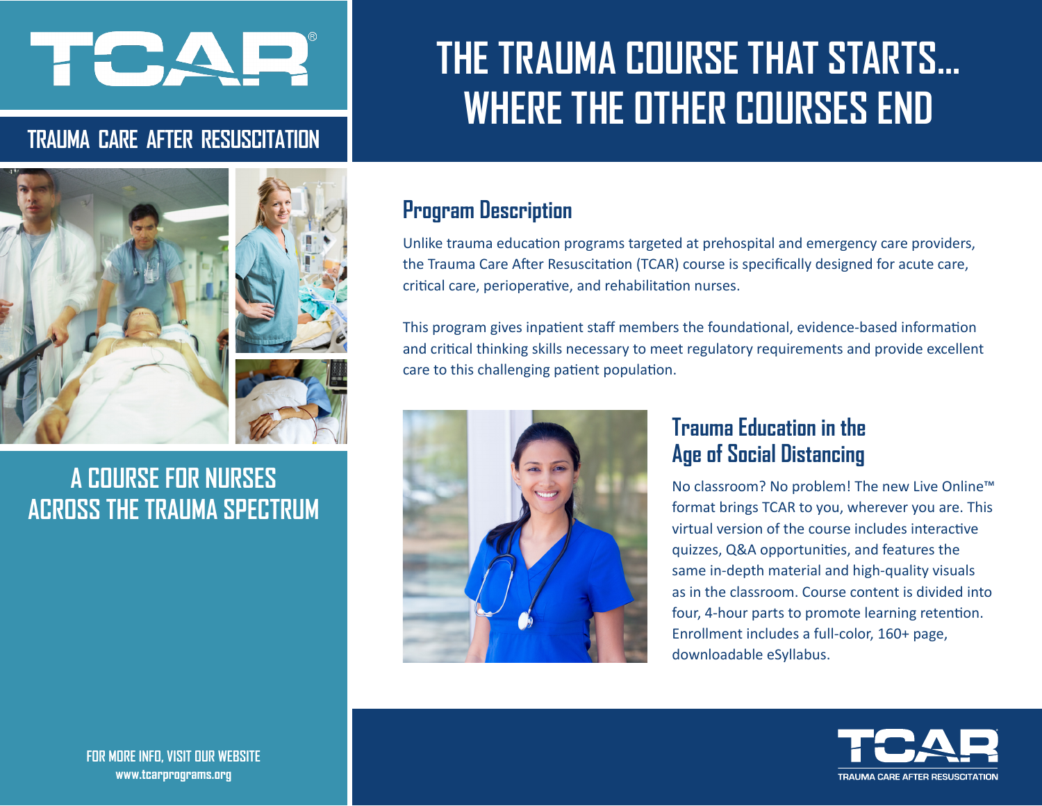# TCAR®

## TRAUMA CARE AFTER RESUSCITATION

# THE TRAUMA COURSE THAT STARTS... WHERE THE OTHER COURSES END

## A COURSE FOR NURSES ACROSS THE TRAUMA SPECTRUM

## Program Description

Unlike trauma education programs targeted at prehospital and emergency care providers, the Trauma Care After Resuscitation (TCAR) course is specifically designed for acute care, critical care, perioperative, and rehabilitation nurses.

This program gives inpatient staff members the foundational, evidence-based information and critical thinking skills necessary to meet regulatory requirements and provide excellent care to this challenging patient population.

## Trauma Education in the Age of Social Distancing

No classroom? No problem! The new Live Online™ format brings TCAR to you, wherever you are. This virtual version of the course includes interactive quizzes, Q&A opportunities, and features the same in-depth material and high-quality visuals as in the classroom. Course content is divided into four, 4-hour parts to promote learning retention. Enrollment includes a full-color, 160+ page, downloadable eSyllabus.

FOR MORE INFO, VISIT OUR WEBSITE
**www.tcarprograms.org**

TCAR
TRAUMA CARE AFTER RESUSCITATION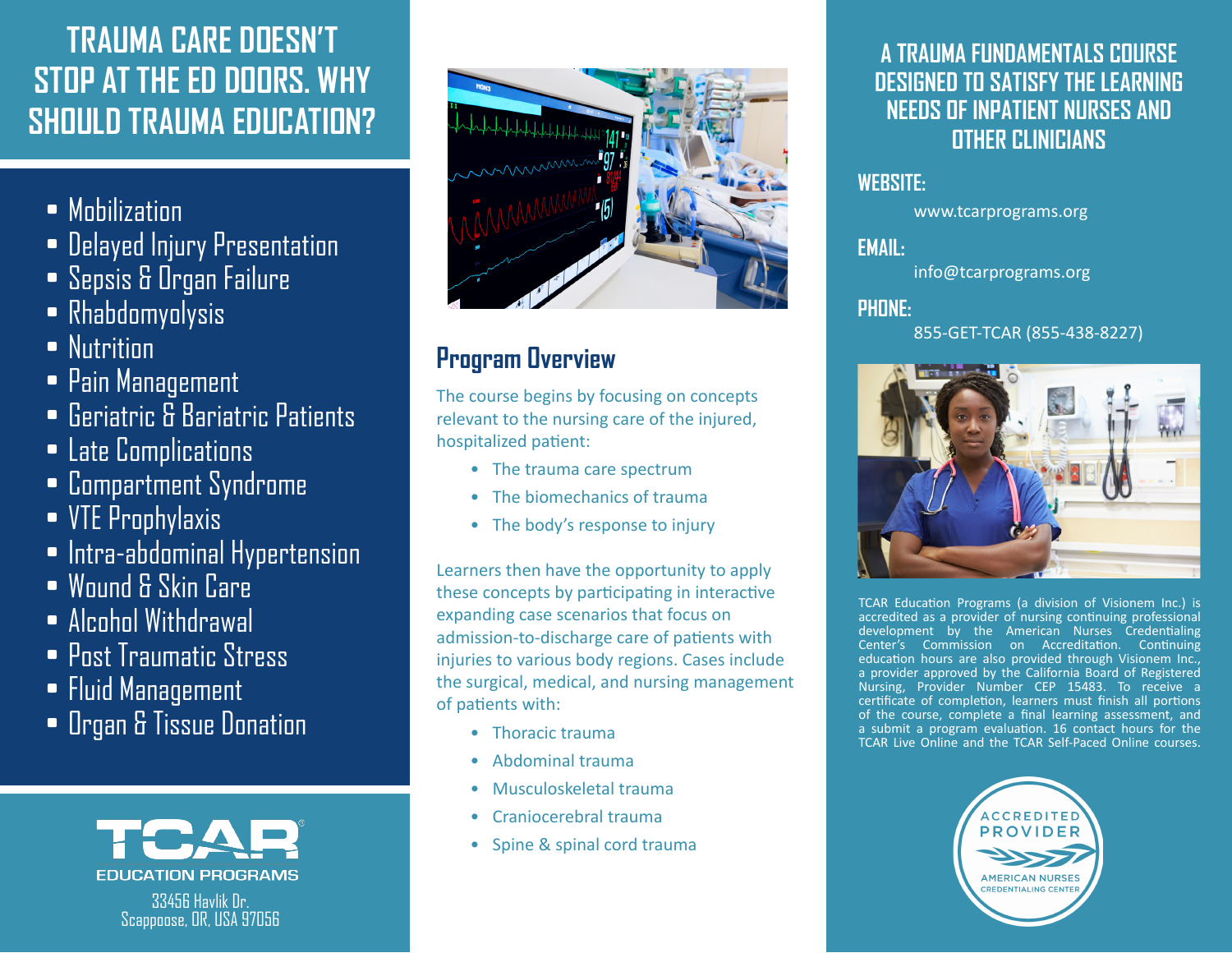# TRAUMA CARE DOESN'T STOP AT THE ED DOORS. WHY SHOULD TRAUMA EDUCATION?

- Mobilization
- Delayed Injury Presentation
- Sepsis & Organ Failure
- Rhabdomyolysis
- Nutrition
- Pain Management
- Geriatric & Bariatric Patients
- Late Complications
- Compartment Syndrome
- VTE Prophylaxis
- Intra-abdominal Hypertension
- Wound & Skin Care
- Alcohol Withdrawal
- Post Traumatic Stress
- Fluid Management
- Organ & Tissue Donation

TCAR EDUCATION PROGRAMS

33456 Havlik Dr.
Scappoose, OR, USA 97056

## Program Overview

The course begins by focusing on concepts relevant to the nursing care of the injured, hospitalized patient:

- The trauma care spectrum
- The biomechanics of trauma
- The body's response to injury

Learners then have the opportunity to apply these concepts by participating in interactive expanding case scenarios that focus on admission-to-discharge care of patients with injuries to various body regions. Cases include the surgical, medical, and nursing management of patients with:

- Thoracic trauma
- Abdominal trauma
- Musculoskeletal trauma
- Craniocerebral trauma
- Spine & spinal cord trauma

## A TRAUMA FUNDAMENTALS COURSE DESIGNED TO SATISFY THE LEARNING NEEDS OF INPATIENT NURSES AND OTHER CLINICIANS

**WEBSITE:**

www.tcarprograms.org

**EMAIL:**

info@tcarprograms.org

**PHONE:**

855-GET-TCAR (855-438-8227)

TCAR Education Programs (a division of Visionem Inc.) is accredited as a provider of nursing continuing professional development by the American Nurses Credentialing Center's Commission on Accreditation. Continuing education hours are also provided through Visionem Inc., a provider approved by the California Board of Registered Nursing, Provider Number CEP 15483. To receive a certificate of completion, learners must finish all portions of the course, complete a final learning assessment, and a submit a program evaluation. 16 contact hours for the TCAR Live Online and the TCAR Self-Paced Online courses.

ACCREDITED PROVIDER
AMERICAN NURSES CREDENTIALING CENTER